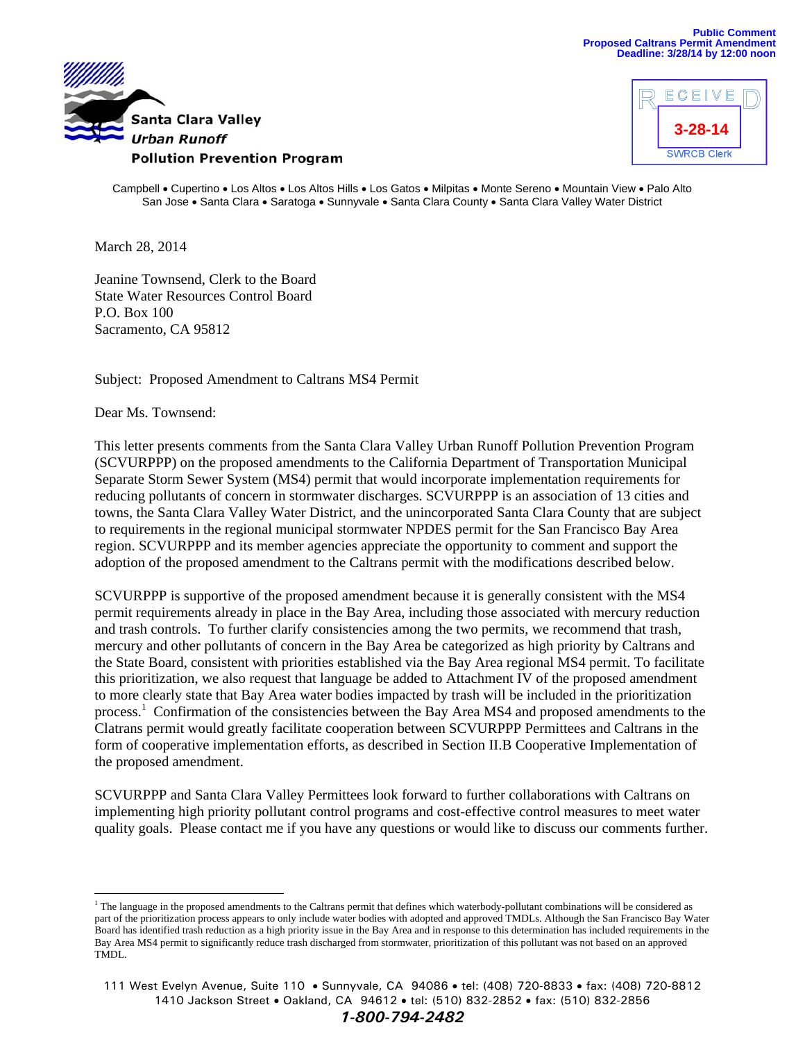Public Comment
Proposed Caltrans Permit Amendment
Deadline: 3/28/14 by 12:00 noon

**Santa Clara Valley**
***Urban Runoff***
**Pollution Prevention Program**

RECEIVED
3-28-14
SWRCB Clerk

Campbell • Cupertino • Los Altos • Los Altos Hills • Los Gatos • Milpitas • Monte Sereno • Mountain View • Palo Alto
San Jose • Santa Clara • Saratoga • Sunnyvale • Santa Clara County • Santa Clara Valley Water District

March 28, 2014

Jeanine Townsend, Clerk to the Board
State Water Resources Control Board
P.O. Box 100
Sacramento, CA 95812

Subject: Proposed Amendment to Caltrans MS4 Permit

Dear Ms. Townsend:

This letter presents comments from the Santa Clara Valley Urban Runoff Pollution Prevention Program (SCVURPPP) on the proposed amendments to the California Department of Transportation Municipal Separate Storm Sewer System (MS4) permit that would incorporate implementation requirements for reducing pollutants of concern in stormwater discharges. SCVURPPP is an association of 13 cities and towns, the Santa Clara Valley Water District, and the unincorporated Santa Clara County that are subject to requirements in the regional municipal stormwater NPDES permit for the San Francisco Bay Area region. SCVURPPP and its member agencies appreciate the opportunity to comment and support the adoption of the proposed amendment to the Caltrans permit with the modifications described below.

SCVURPPP is supportive of the proposed amendment because it is generally consistent with the MS4 permit requirements already in place in the Bay Area, including those associated with mercury reduction and trash controls. To further clarify consistencies among the two permits, we recommend that trash, mercury and other pollutants of concern in the Bay Area be categorized as high priority by Caltrans and the State Board, consistent with priorities established via the Bay Area regional MS4 permit. To facilitate this prioritization, we also request that language be added to Attachment IV of the proposed amendment to more clearly state that Bay Area water bodies impacted by trash will be included in the prioritization process.[1] Confirmation of the consistencies between the Bay Area MS4 and proposed amendments to the Clatrans permit would greatly facilitate cooperation between SCVURPPP Permittees and Caltrans in the form of cooperative implementation efforts, as described in Section II.B Cooperative Implementation of the proposed amendment.

SCVURPPP and Santa Clara Valley Permittees look forward to further collaborations with Caltrans on implementing high priority pollutant control programs and cost-effective control measures to meet water quality goals. Please contact me if you have any questions or would like to discuss our comments further.

[1] The language in the proposed amendments to the Caltrans permit that defines which waterbody-pollutant combinations will be considered as part of the prioritization process appears to only include water bodies with adopted and approved TMDLs. Although the San Francisco Bay Water Board has identified trash reduction as a high priority issue in the Bay Area and in response to this determination has included requirements in the Bay Area MS4 permit to significantly reduce trash discharged from stormwater, prioritization of this pollutant was not based on an approved TMDL.

111 West Evelyn Avenue, Suite 110 • Sunnyvale, CA 94086 • tel: (408) 720-8833 • fax: (408) 720-8812
1410 Jackson Street • Oakland, CA 94612 • tel: (510) 832-2852 • fax: (510) 832-2856
***1-800-794-2482***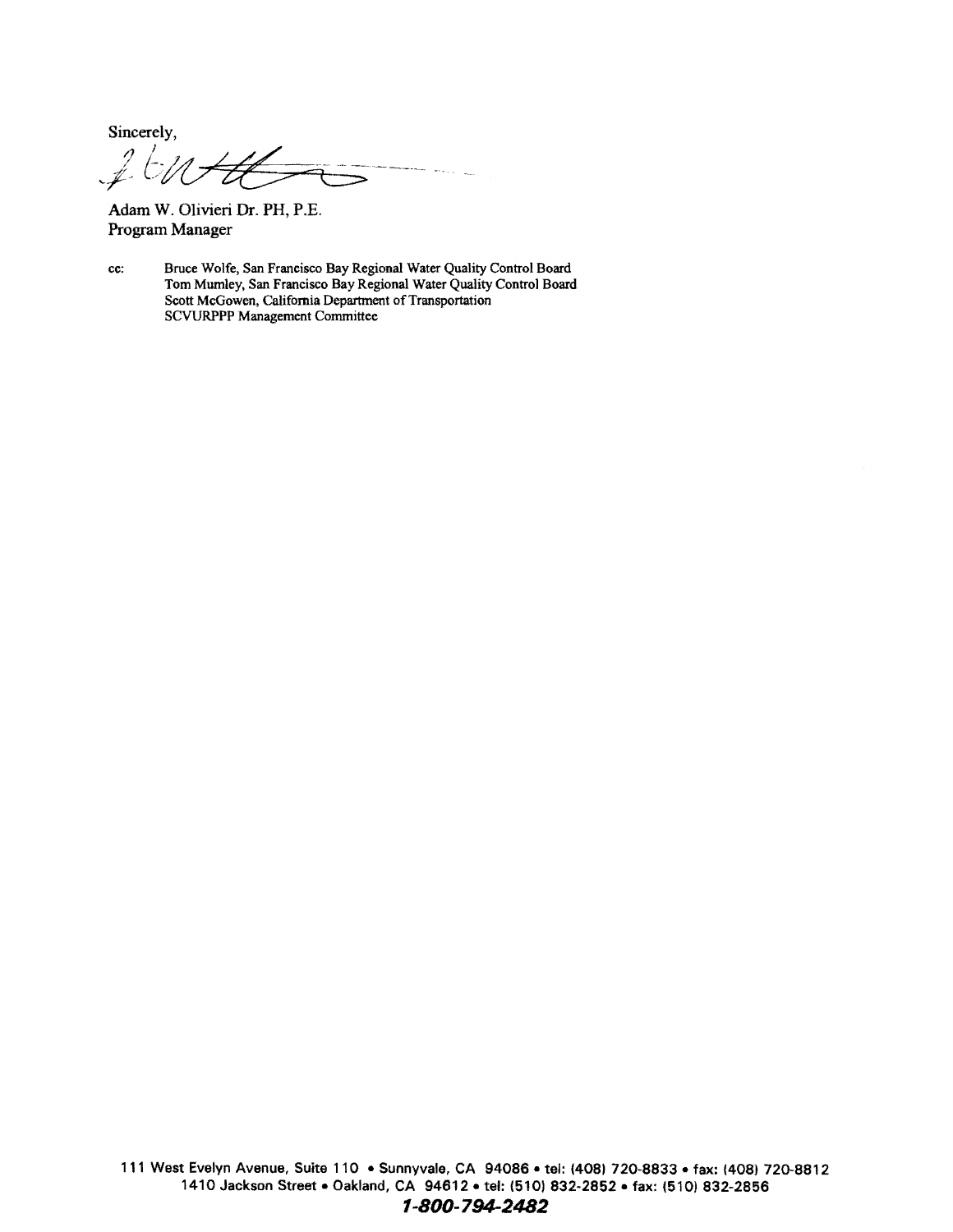Sincerely,

Adam W. Olivieri Dr. PH, P.E.
Program Manager

cc: Bruce Wolfe, San Francisco Bay Regional Water Quality Control Board
Tom Mumley, San Francisco Bay Regional Water Quality Control Board
Scott McGowen, California Department of Transportation
SCVURPPP Management Committee

111 West Evelyn Avenue, Suite 110 • Sunnyvale, CA 94086 • tel: (408) 720-8833 • fax: (408) 720-8812
1410 Jackson Street • Oakland, CA 94612 • tel: (510) 832-2852 • fax: (510) 832-2856

***1-800-794-2482***